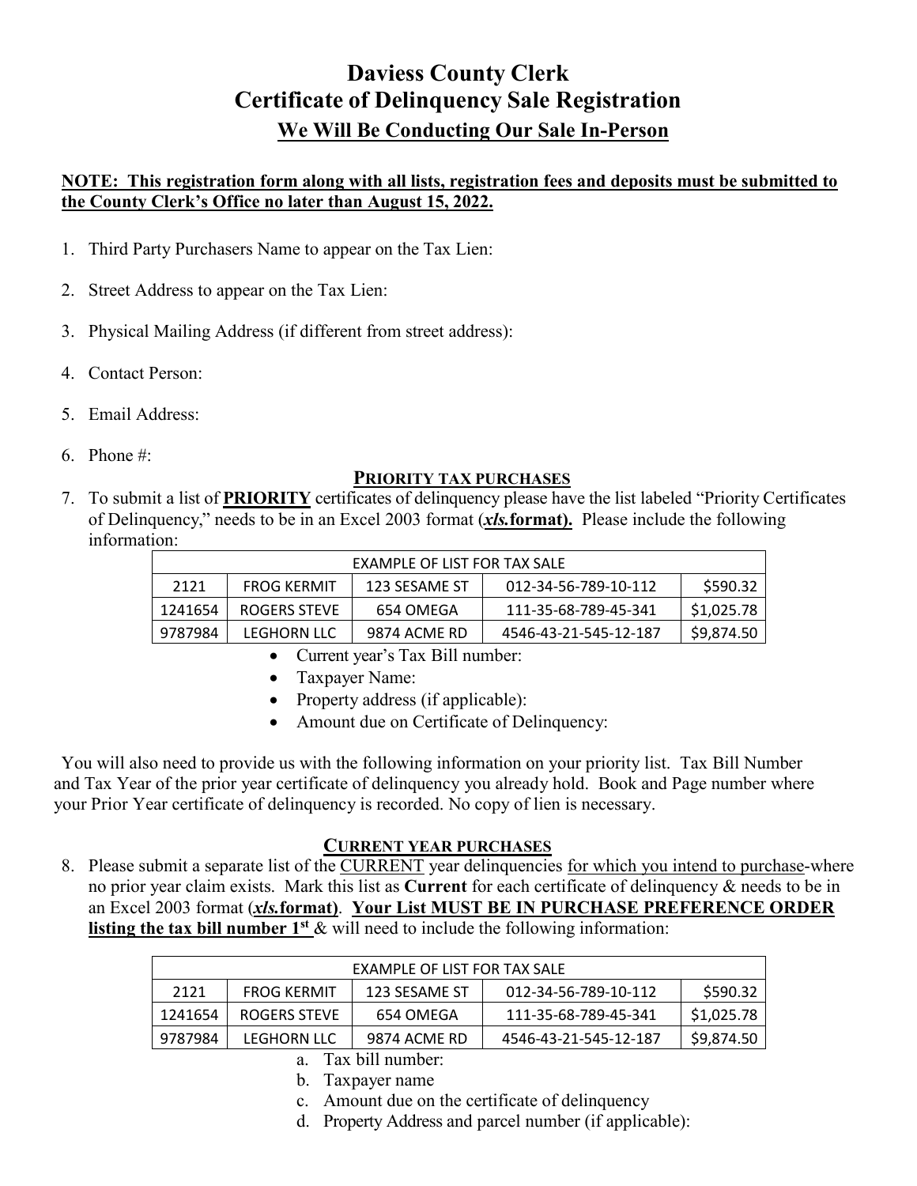# Daviess County Clerk
# Certificate of Delinquency Sale Registration
## We Will Be Conducting Our Sale In-Person

**NOTE: This registration form along with all lists, registration fees and deposits must be submitted to the County Clerk's Office no later than August 15, 2022.**

1. Third Party Purchasers Name to appear on the Tax Lien:
2. Street Address to appear on the Tax Lien:
3. Physical Mailing Address (if different from street address):
4. Contact Person:
5. Email Address:
6. Phone #:

### PRIORITY TAX PURCHASES

7. To submit a list of **PRIORITY** certificates of delinquency please have the list labeled "Priority Certificates of Delinquency," needs to be in an Excel 2003 format (***xls.*format).** Please include the following information:

| EXAMPLE OF LIST FOR TAX SALE | | | | |
|---|---|---|---|---|
| 2121 | FROG KERMIT | 123 SESAME ST | 012-34-56-789-10-112 | $590.32 |
| 1241654 | ROGERS STEVE | 654 OMEGA | 111-35-68-789-45-341 | $1,025.78 |
| 9787984 | LEGHORN LLC | 9874 ACME RD | 4546-43-21-545-12-187 | $9,874.50 |

- Current year's Tax Bill number:
- Taxpayer Name:
- Property address (if applicable):
- Amount due on Certificate of Delinquency:

You will also need to provide us with the following information on your priority list. Tax Bill Number and Tax Year of the prior year certificate of delinquency you already hold. Book and Page number where your Prior Year certificate of delinquency is recorded. No copy of lien is necessary.

### CURRENT YEAR PURCHASES

8. Please submit a separate list of the CURRENT year delinquencies for which you intend to purchase-where no prior year claim exists. Mark this list as **Current** for each certificate of delinquency & needs to be in an Excel 2003 format (***xls.*format)**. **Your List MUST BE IN PURCHASE PREFERENCE ORDER listing the tax bill number 1st** & will need to include the following information:

| EXAMPLE OF LIST FOR TAX SALE | | | | |
|---|---|---|---|---|
| 2121 | FROG KERMIT | 123 SESAME ST | 012-34-56-789-10-112 | $590.32 |
| 1241654 | ROGERS STEVE | 654 OMEGA | 111-35-68-789-45-341 | $1,025.78 |
| 9787984 | LEGHORN LLC | 9874 ACME RD | 4546-43-21-545-12-187 | $9,874.50 |

a. Tax bill number:
b. Taxpayer name
c. Amount due on the certificate of delinquency
d. Property Address and parcel number (if applicable):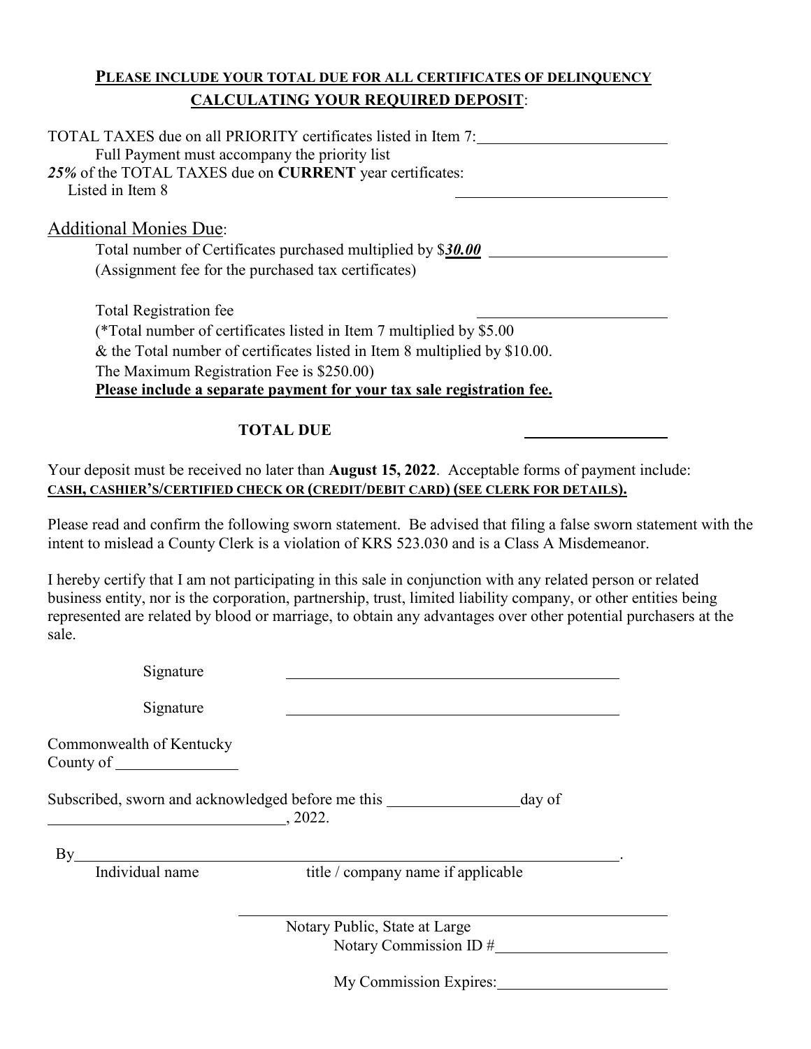**PLEASE INCLUDE YOUR TOTAL DUE FOR ALL CERTIFICATES OF DELINQUENCY**

**CALCULATING YOUR REQUIRED DEPOSIT**:

TOTAL TAXES due on all PRIORITY certificates listed in Item 7: \_\_\_\_\_\_\_\_\_\_\_\_\_\_\_\_\_\_\_\_\_\_\_\_

Full Payment must accompany the priority list

***25%*** of the TOTAL TAXES due on **CURRENT** year certificates:
Listed in Item 8 \_\_\_\_\_\_\_\_\_\_\_\_\_\_\_\_\_\_\_\_\_\_\_\_

Additional Monies Due:

Total number of Certificates purchased multiplied by $***30.00*** \_\_\_\_\_\_\_\_\_\_\_\_\_\_\_\_\_\_\_\_\_\_\_\_
(Assignment fee for the purchased tax certificates)

Total Registration fee \_\_\_\_\_\_\_\_\_\_\_\_\_\_\_\_\_\_\_\_\_\_\_\_
(*Total number of certificates listed in Item 7 multiplied by $5.00
& the Total number of certificates listed in Item 8 multiplied by $10.00.
The Maximum Registration Fee is $250.00)
**Please include a separate payment for your tax sale registration fee.**

**TOTAL DUE** \_\_\_\_\_\_\_\_\_\_\_\_\_\_\_\_\_\_

Your deposit must be received no later than **August 15, 2022**. Acceptable forms of payment include:
**CASH, CASHIER'S/CERTIFIED CHECK OR (CREDIT/DEBIT CARD) (SEE CLERK FOR DETAILS).**

Please read and confirm the following sworn statement. Be advised that filing a false sworn statement with the intent to mislead a County Clerk is a violation of KRS 523.030 and is a Class A Misdemeanor.

I hereby certify that I am not participating in this sale in conjunction with any related person or related business entity, nor is the corporation, partnership, trust, limited liability company, or other entities being represented are related by blood or marriage, to obtain any advantages over other potential purchasers at the sale.

Signature \_\_\_\_\_\_\_\_\_\_\_\_\_\_\_\_\_\_\_\_\_\_\_\_\_\_\_\_\_\_\_\_\_\_\_\_\_\_\_\_\_\_

Signature \_\_\_\_\_\_\_\_\_\_\_\_\_\_\_\_\_\_\_\_\_\_\_\_\_\_\_\_\_\_\_\_\_\_\_\_\_\_\_\_\_\_

Commonwealth of Kentucky
County of \_\_\_\_\_\_\_\_\_\_\_\_\_\_\_\_

Subscribed, sworn and acknowledged before me this \_\_\_\_\_\_\_\_\_\_\_\_\_\_\_\_ day of \_\_\_\_\_\_\_\_\_\_\_\_\_\_\_\_\_\_\_\_\_\_\_\_\_\_\_\_\_\_, 2022.

By\_\_\_\_\_\_\_\_\_\_\_\_\_\_\_\_\_\_\_\_\_\_\_\_\_\_\_\_\_\_\_\_\_\_\_\_\_\_\_\_\_\_\_\_\_\_\_\_\_\_\_\_\_\_\_\_\_\_\_\_\_\_\_\_.
Individual name title / company name if applicable

\_\_\_\_\_\_\_\_\_\_\_\_\_\_\_\_\_\_\_\_\_\_\_\_\_\_\_\_\_\_\_\_\_\_\_\_\_\_\_\_\_\_\_\_\_\_\_\_\_\_\_\_
Notary Public, State at Large
Notary Commission ID # \_\_\_\_\_\_\_\_\_\_\_\_\_\_\_\_\_\_\_\_\_\_

My Commission Expires: \_\_\_\_\_\_\_\_\_\_\_\_\_\_\_\_\_\_\_\_\_\_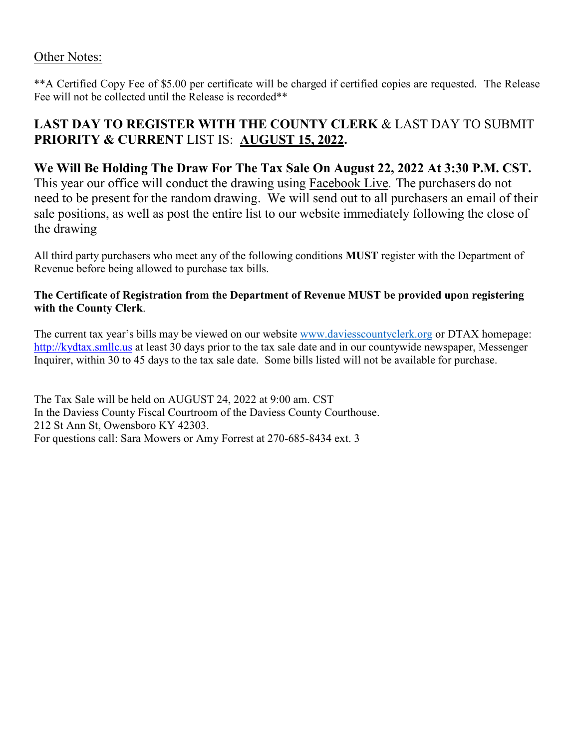Other Notes:

**A Certified Copy Fee of $5.00 per certificate will be charged if certified copies are requested. The Release Fee will not be collected until the Release is recorded**

## **LAST DAY TO REGISTER WITH THE COUNTY CLERK** & LAST DAY TO SUBMIT **PRIORITY & CURRENT** LIST IS: **AUGUST 15, 2022.**

**We Will Be Holding The Draw For The Tax Sale On August 22, 2022 At 3:30 P.M. CST.** This year our office will conduct the drawing using Facebook Live. The purchasers do not need to be present for the random drawing. We will send out to all purchasers an email of their sale positions, as well as post the entire list to our website immediately following the close of the drawing

All third party purchasers who meet any of the following conditions **MUST** register with the Department of Revenue before being allowed to purchase tax bills.

**The Certificate of Registration from the Department of Revenue MUST be provided upon registering with the County Clerk**.

The current tax year's bills may be viewed on our website www.daviesscountyclerk.org or DTAX homepage: http://kydtax.smllc.us at least 30 days prior to the tax sale date and in our countywide newspaper, Messenger Inquirer, within 30 to 45 days to the tax sale date. Some bills listed will not be available for purchase.

The Tax Sale will be held on AUGUST 24, 2022 at 9:00 am. CST
In the Daviess County Fiscal Courtroom of the Daviess County Courthouse.
212 St Ann St, Owensboro KY 42303.
For questions call: Sara Mowers or Amy Forrest at 270-685-8434 ext. 3